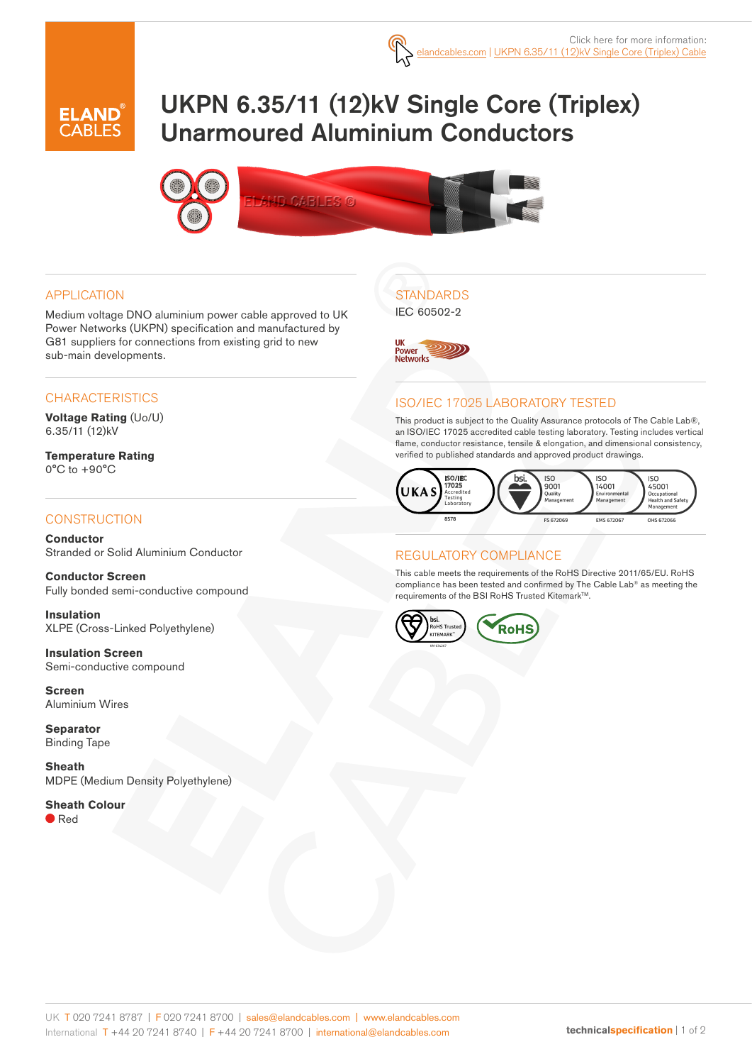Click here for more information: elandcables.com | UKPN 6.35/11 (12)kV Single Core (Triplex) Cable

# UKPN 6.35/11 (12)kV Single Core (Triplex) Unarmoured Aluminium Conductors

## APPLICATION

Medium voltage DNO aluminium power cable approved to UK Power Networks (UKPN) specification and manufactured by G81 suppliers for connections from existing grid to new sub-main developments.

## CHARACTERISTICS

**Voltage Rating** (Uo/U)
6.35/11 (12)kV

**Temperature Rating**
0°C to +90°C

## CONSTRUCTION

**Conductor**
Stranded or Solid Aluminium Conductor

**Conductor Screen**
Fully bonded semi-conductive compound

**Insulation**
XLPE (Cross-Linked Polyethylene)

**Insulation Screen**
Semi-conductive compound

**Screen**
Aluminium Wires

**Separator**
Binding Tape

**Sheath**
MDPE (Medium Density Polyethylene)

**Sheath Colour**
Red

## STANDARDS

IEC 60502-2

UK Power Networks

## ISO/IEC 17025 LABORATORY TESTED

This product is subject to the Quality Assurance protocols of The Cable Lab®, an ISO/IEC 17025 accredited cable testing laboratory. Testing includes vertical flame, conductor resistance, tensile & elongation, and dimensional consistency, verified to published standards and approved product drawings.

UKAS ISO/IEC 17025 Accredited Testing Laboratory 8578 | bsi ISO 9001 Quality Management FS 672069 | ISO 14001 Environmental Management EMS 672067 | ISO 45001 Occupational Health and Safety Management OHS 672066

## REGULATORY COMPLIANCE

This cable meets the requirements of the RoHS Directive 2011/65/EU. RoHS compliance has been tested and confirmed by The Cable Lab® as meeting the requirements of the BSI RoHS Trusted Kitemark™.

bsi RoHS Trusted KITEMARK™ | RoHS

UK T 020 7241 8787 | F 020 7241 8700 | sales@elandcables.com | www.elandcables.com
International T +44 20 7241 8740 | F +44 20 7241 8700 | international@elandcables.com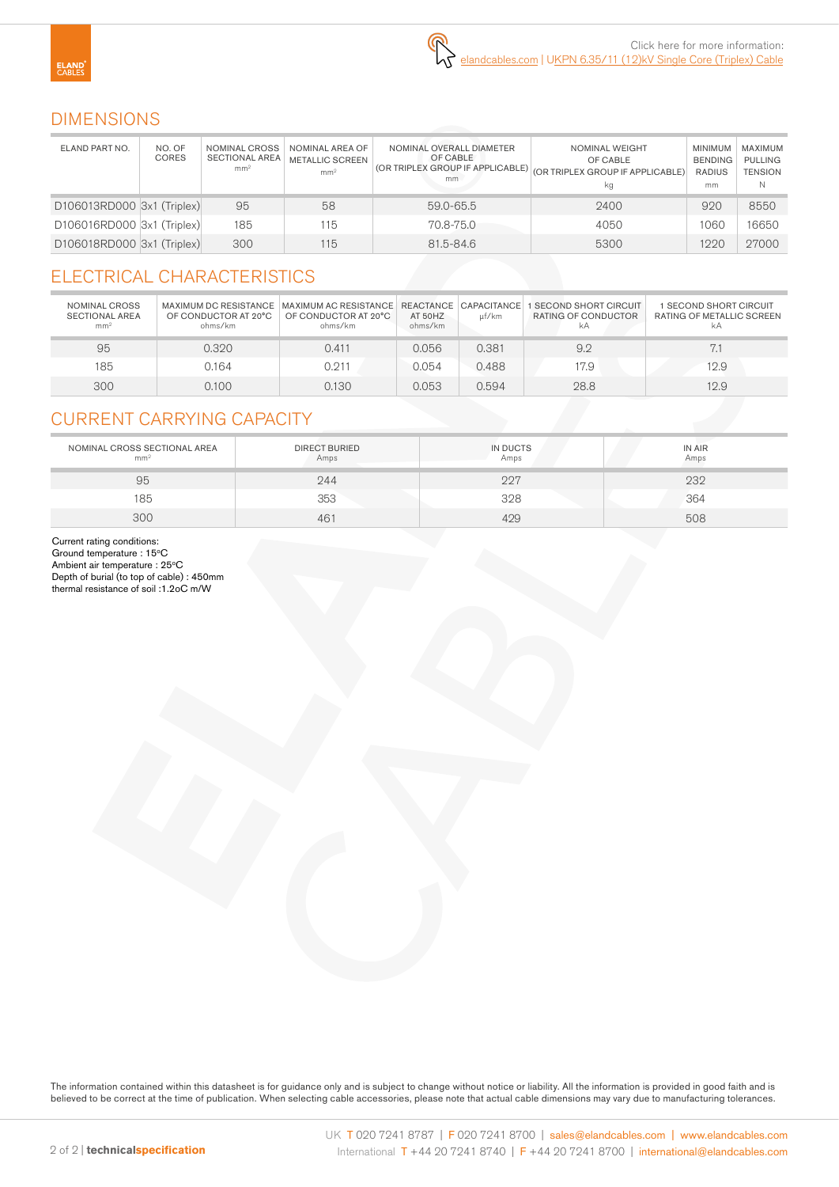Click here for more information: elandcables.com | UKPN 6.35/11 (12)kV Single Core (Triplex) Cable

## DIMENSIONS

| ELAND PART NO. | NO. OF CORES | NOMINAL CROSS SECTIONAL AREA mm² | NOMINAL AREA OF METALLIC SCREEN mm² | NOMINAL OVERALL DIAMETER OF CABLE (OR TRIPLEX GROUP IF APPLICABLE) mm | NOMINAL WEIGHT OF CABLE (OR TRIPLEX GROUP IF APPLICABLE) kg | MINIMUM BENDING RADIUS mm | MAXIMUM PULLING TENSION N |
|---|---|---|---|---|---|---|---|
| D106013RD000 | 3x1 (Triplex) | 95 | 58 | 59.0-65.5 | 2400 | 920 | 8550 |
| D106016RD000 | 3x1 (Triplex) | 185 | 115 | 70.8-75.0 | 4050 | 1060 | 16650 |
| D106018RD000 | 3x1 (Triplex) | 300 | 115 | 81.5-84.6 | 5300 | 1220 | 27000 |

## ELECTRICAL CHARACTERISTICS

| NOMINAL CROSS SECTIONAL AREA mm² | MAXIMUM DC RESISTANCE OF CONDUCTOR AT 20°C ohms/km | MAXIMUM AC RESISTANCE OF CONDUCTOR AT 20°C ohms/km | REACTANCE AT 50HZ ohms/km | CAPACITANCE μf/km | 1 SECOND SHORT CIRCUIT RATING OF CONDUCTOR kA | 1 SECOND SHORT CIRCUIT RATING OF METALLIC SCREEN kA |
|---|---|---|---|---|---|---|
| 95 | 0.320 | 0.411 | 0.056 | 0.381 | 9.2 | 7.1 |
| 185 | 0.164 | 0.211 | 0.054 | 0.488 | 17.9 | 12.9 |
| 300 | 0.100 | 0.130 | 0.053 | 0.594 | 28.8 | 12.9 |

## CURRENT CARRYING CAPACITY

| NOMINAL CROSS SECTIONAL AREA mm² | DIRECT BURIED Amps | IN DUCTS Amps | IN AIR Amps |
|---|---|---|---|
| 95 | 244 | 227 | 232 |
| 185 | 353 | 328 | 364 |
| 300 | 461 | 429 | 508 |

Current rating conditions:
Ground temperature : 15°C
Ambient air temperature : 25°C
Depth of burial (to top of cable) : 450mm
thermal resistance of soil :1.2oC m/W

The information contained within this datasheet is for guidance only and is subject to change without notice or liability. All the information is provided in good faith and is believed to be correct at the time of publication. When selecting cable accessories, please note that actual cable dimensions may vary due to manufacturing tolerances.

UK T 020 7241 8787 | F 020 7241 8700 | sales@elandcables.com | www.elandcables.com
International T +44 20 7241 8740 | F +44 20 7241 8700 | international@elandcables.com